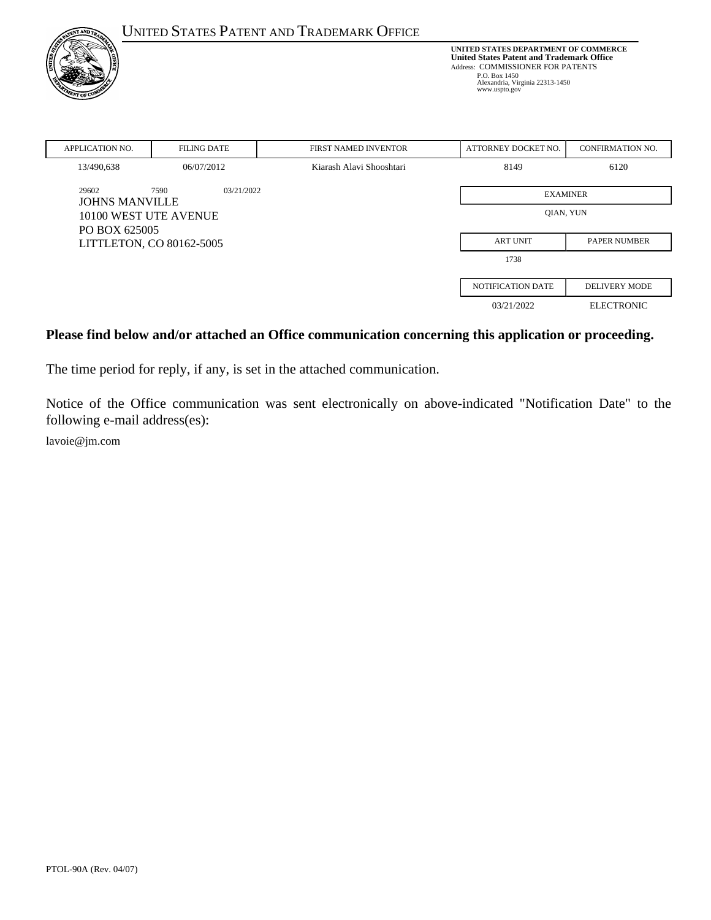# UNITED STATES PATENT AND TRADEMARK OFFICE

**UNITED STATES DEPARTMENT OF COMMERCE**
**United States Patent and Trademark Office**
Address: COMMISSIONER FOR PATENTS
P.O. Box 1450
Alexandria, Virginia 22313-1450
www.uspto.gov

| APPLICATION NO. | FILING DATE | FIRST NAMED INVENTOR | ATTORNEY DOCKET NO. | CONFIRMATION NO. |
|---|---|---|---|---|
| 13/490,638 | 06/07/2012 | Kiarash Alavi Shooshtari | 8149 | 6120 |

29602 7590 03/21/2022
JOHNS MANVILLE
10100 WEST UTE AVENUE
PO BOX 625005
LITTLETON, CO 80162-5005

| EXAMINER | |
|---|---|
| QIAN, YUN | |

| ART UNIT | PAPER NUMBER |
|---|---|
| 1738 | |

| NOTIFICATION DATE | DELIVERY MODE |
|---|---|
| 03/21/2022 | ELECTRONIC |

**Please find below and/or attached an Office communication concerning this application or proceeding.**

The time period for reply, if any, is set in the attached communication.

Notice of the Office communication was sent electronically on above-indicated "Notification Date" to the following e-mail address(es):

lavoie@jm.com

PTOL-90A (Rev. 04/07)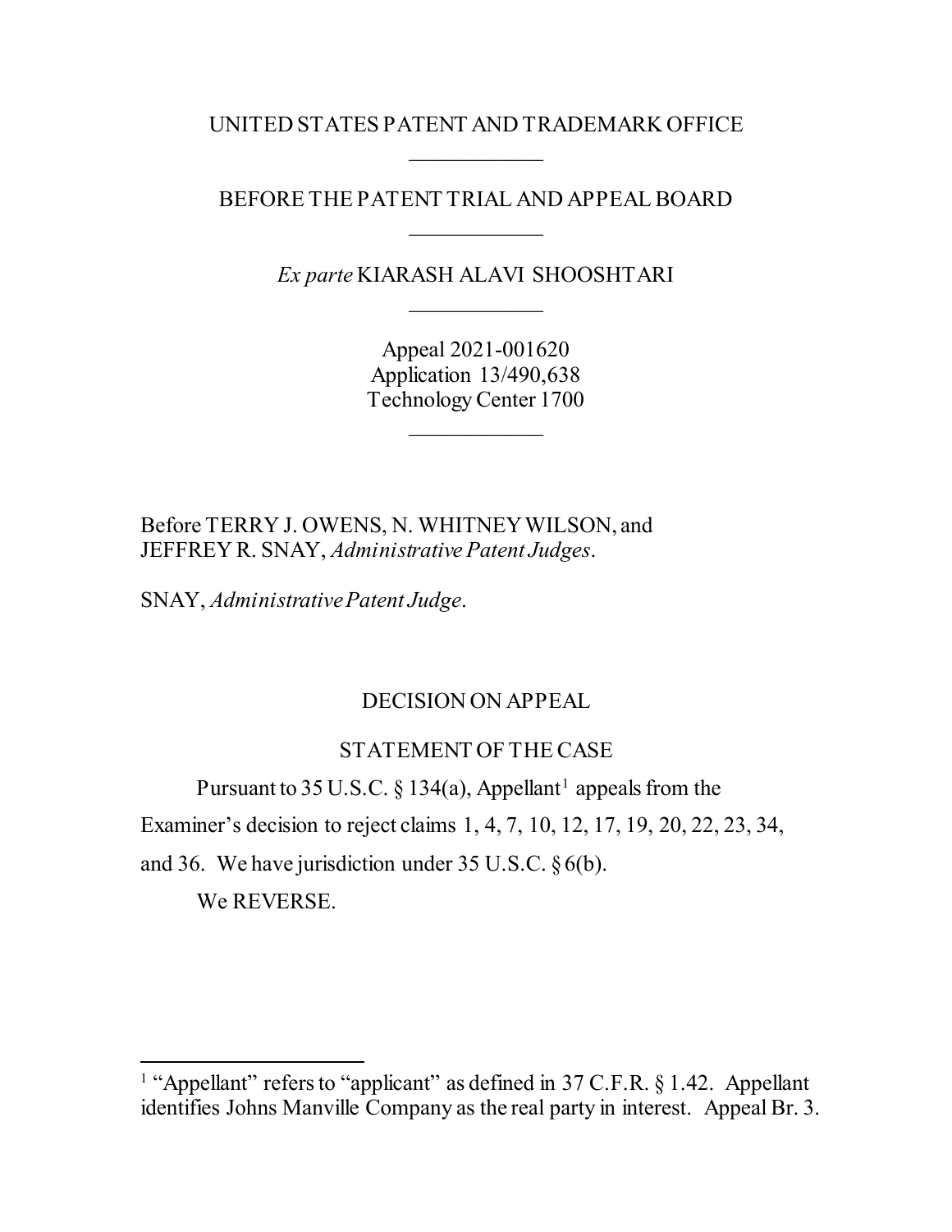UNITED STATES PATENT AND TRADEMARK OFFICE

---

BEFORE THE PATENT TRIAL AND APPEAL BOARD

---

*Ex parte* KIARASH ALAVI SHOOSHTARI

---

Appeal 2021-001620
Application 13/490,638
Technology Center 1700

---

Before TERRY J. OWENS, N. WHITNEY WILSON, and JEFFREY R. SNAY, *Administrative Patent Judges*.

SNAY, *Administrative Patent Judge*.

## DECISION ON APPEAL

## STATEMENT OF THE CASE

Pursuant to 35 U.S.C. § 134(a), Appellant[1] appeals from the Examiner's decision to reject claims 1, 4, 7, 10, 12, 17, 19, 20, 22, 23, 34, and 36. We have jurisdiction under 35 U.S.C. § 6(b).

We REVERSE.

---

[1] "Appellant" refers to "applicant" as defined in 37 C.F.R. § 1.42. Appellant identifies Johns Manville Company as the real party in interest. Appeal Br. 3.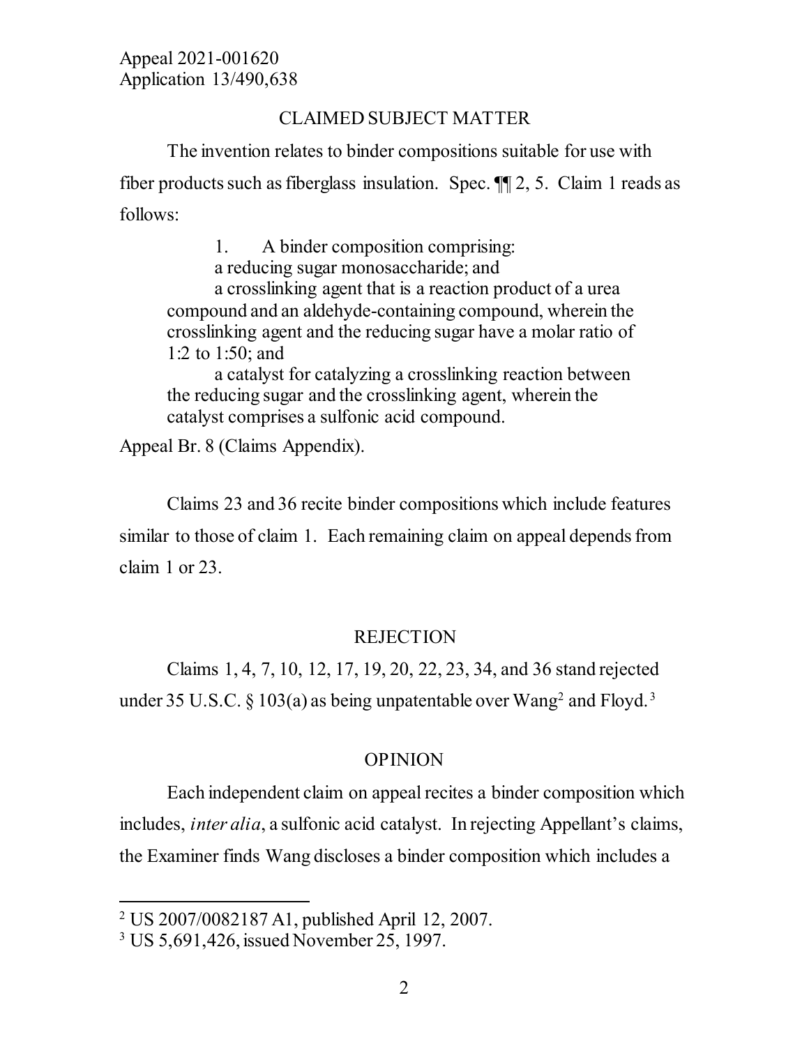## CLAIMED SUBJECT MATTER

The invention relates to binder compositions suitable for use with fiber products such as fiberglass insulation. Spec. ¶¶ 2, 5. Claim 1 reads as follows:

> 1. A binder composition comprising:
>
> a reducing sugar monosaccharide; and
>
> a crosslinking agent that is a reaction product of a urea compound and an aldehyde-containing compound, wherein the crosslinking agent and the reducing sugar have a molar ratio of 1:2 to 1:50; and
>
> a catalyst for catalyzing a crosslinking reaction between the reducing sugar and the crosslinking agent, wherein the catalyst comprises a sulfonic acid compound.

Appeal Br. 8 (Claims Appendix).

Claims 23 and 36 recite binder compositions which include features similar to those of claim 1. Each remaining claim on appeal depends from claim 1 or 23.

## REJECTION

Claims 1, 4, 7, 10, 12, 17, 19, 20, 22, 23, 34, and 36 stand rejected under 35 U.S.C. § 103(a) as being unpatentable over Wang[2] and Floyd.[3]

## OPINION

Each independent claim on appeal recites a binder composition which includes, *inter alia*, a sulfonic acid catalyst. In rejecting Appellant's claims, the Examiner finds Wang discloses a binder composition which includes a

---

[2] US 2007/0082187 A1, published April 12, 2007.

[3] US 5,691,426, issued November 25, 1997.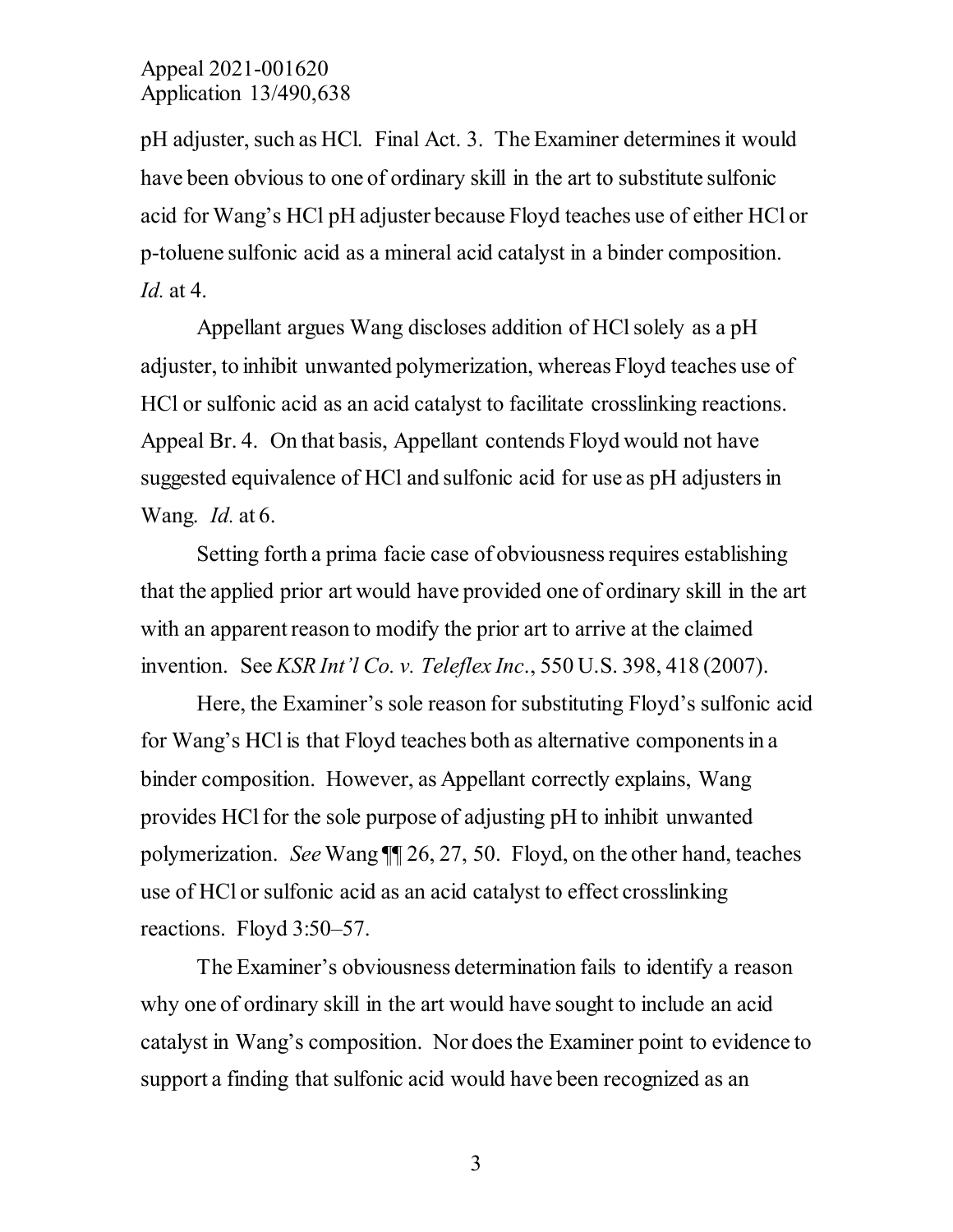pH adjuster, such as HCl. Final Act. 3. The Examiner determines it would have been obvious to one of ordinary skill in the art to substitute sulfonic acid for Wang's HCl pH adjuster because Floyd teaches use of either HCl or p-toluene sulfonic acid as a mineral acid catalyst in a binder composition. *Id.* at 4.

Appellant argues Wang discloses addition of HCl solely as a pH adjuster, to inhibit unwanted polymerization, whereas Floyd teaches use of HCl or sulfonic acid as an acid catalyst to facilitate crosslinking reactions. Appeal Br. 4. On that basis, Appellant contends Floyd would not have suggested equivalence of HCl and sulfonic acid for use as pH adjusters in Wang. *Id.* at 6.

Setting forth a prima facie case of obviousness requires establishing that the applied prior art would have provided one of ordinary skill in the art with an apparent reason to modify the prior art to arrive at the claimed invention. See *KSR Int'l Co. v. Teleflex Inc*., 550 U.S. 398, 418 (2007).

Here, the Examiner's sole reason for substituting Floyd's sulfonic acid for Wang's HCl is that Floyd teaches both as alternative components in a binder composition. However, as Appellant correctly explains, Wang provides HCl for the sole purpose of adjusting pH to inhibit unwanted polymerization. *See* Wang ¶¶ 26, 27, 50. Floyd, on the other hand, teaches use of HCl or sulfonic acid as an acid catalyst to effect crosslinking reactions. Floyd 3:50–57.

The Examiner's obviousness determination fails to identify a reason why one of ordinary skill in the art would have sought to include an acid catalyst in Wang's composition. Nor does the Examiner point to evidence to support a finding that sulfonic acid would have been recognized as an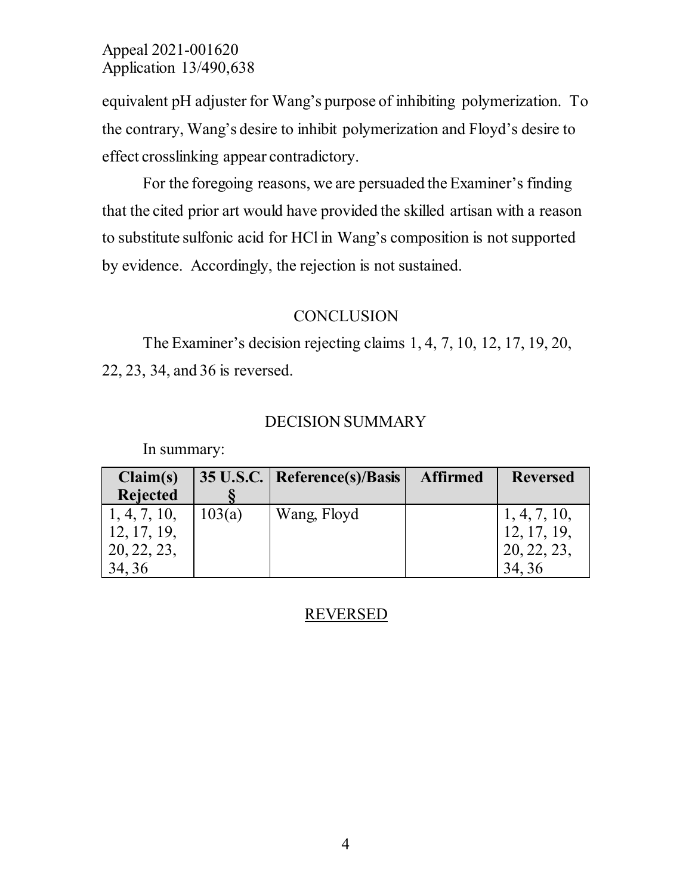equivalent pH adjuster for Wang's purpose of inhibiting polymerization. To the contrary, Wang's desire to inhibit polymerization and Floyd's desire to effect crosslinking appear contradictory.

For the foregoing reasons, we are persuaded the Examiner's finding that the cited prior art would have provided the skilled artisan with a reason to substitute sulfonic acid for HCl in Wang's composition is not supported by evidence. Accordingly, the rejection is not sustained.

## CONCLUSION

The Examiner's decision rejecting claims 1, 4, 7, 10, 12, 17, 19, 20, 22, 23, 34, and 36 is reversed.

## DECISION SUMMARY

In summary:

| Claim(s) Rejected | 35 U.S.C. § | Reference(s)/Basis | Affirmed | Reversed |
|---|---|---|---|---|
| 1, 4, 7, 10, 12, 17, 19, 20, 22, 23, 34, 36 | 103(a) | Wang, Floyd | | 1, 4, 7, 10, 12, 17, 19, 20, 22, 23, 34, 36 |

REVERSED